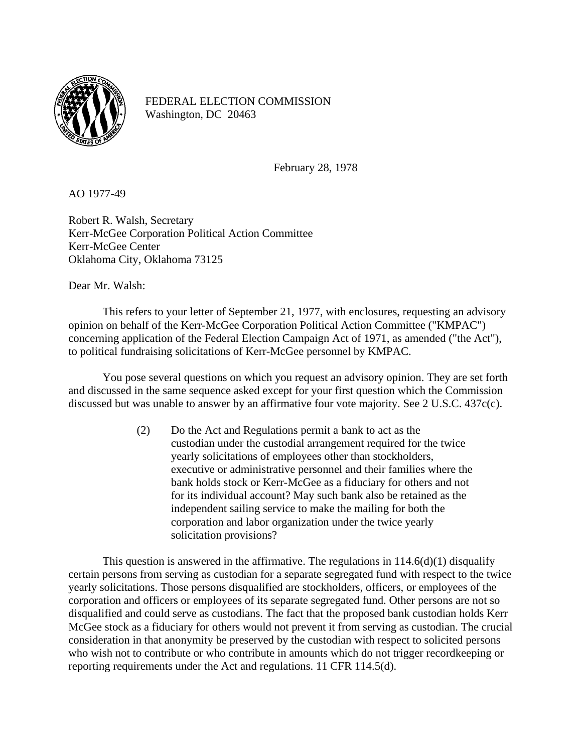FEDERAL ELECTION COMMISSION
Washington, DC 20463

February 28, 1978

AO 1977-49

Robert R. Walsh, Secretary
Kerr-McGee Corporation Political Action Committee
Kerr-McGee Center
Oklahoma City, Oklahoma 73125

Dear Mr. Walsh:

This refers to your letter of September 21, 1977, with enclosures, requesting an advisory opinion on behalf of the Kerr-McGee Corporation Political Action Committee ("KMPAC") concerning application of the Federal Election Campaign Act of 1971, as amended ("the Act"), to political fundraising solicitations of Kerr-McGee personnel by KMPAC.

You pose several questions on which you request an advisory opinion. They are set forth and discussed in the same sequence asked except for your first question which the Commission discussed but was unable to answer by an affirmative four vote majority. See 2 U.S.C. 437c(c).

> (2) Do the Act and Regulations permit a bank to act as the custodian under the custodial arrangement required for the twice yearly solicitations of employees other than stockholders, executive or administrative personnel and their families where the bank holds stock or Kerr-McGee as a fiduciary for others and not for its individual account? May such bank also be retained as the independent sailing service to make the mailing for both the corporation and labor organization under the twice yearly solicitation provisions?

This question is answered in the affirmative. The regulations in 114.6(d)(1) disqualify certain persons from serving as custodian for a separate segregated fund with respect to the twice yearly solicitations. Those persons disqualified are stockholders, officers, or employees of the corporation and officers or employees of its separate segregated fund. Other persons are not so disqualified and could serve as custodians. The fact that the proposed bank custodian holds Kerr McGee stock as a fiduciary for others would not prevent it from serving as custodian. The crucial consideration in that anonymity be preserved by the custodian with respect to solicited persons who wish not to contribute or who contribute in amounts which do not trigger recordkeeping or reporting requirements under the Act and regulations. 11 CFR 114.5(d).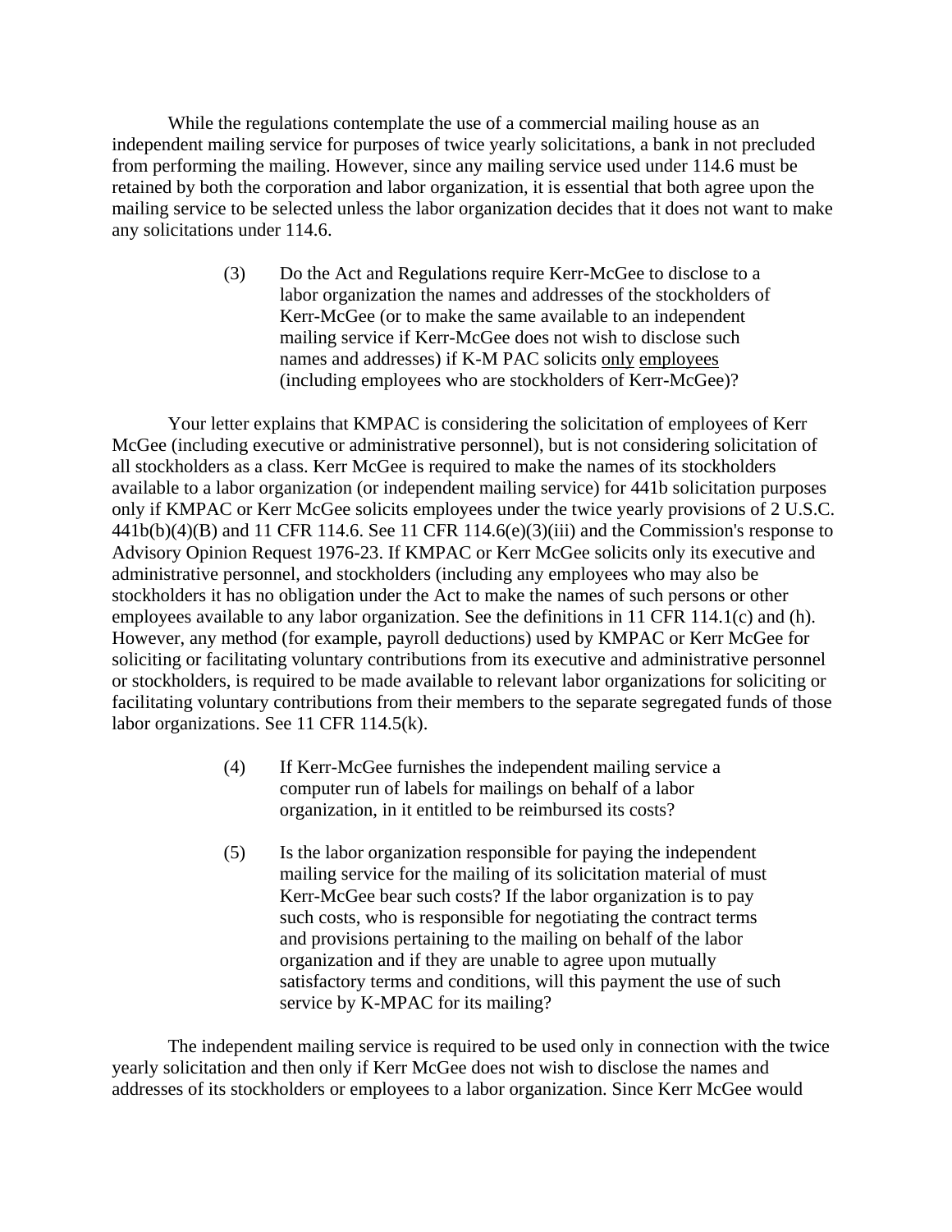While the regulations contemplate the use of a commercial mailing house as an independent mailing service for purposes of twice yearly solicitations, a bank in not precluded from performing the mailing. However, since any mailing service used under 114.6 must be retained by both the corporation and labor organization, it is essential that both agree upon the mailing service to be selected unless the labor organization decides that it does not want to make any solicitations under 114.6.

> (3) Do the Act and Regulations require Kerr-McGee to disclose to a labor organization the names and addresses of the stockholders of Kerr-McGee (or to make the same available to an independent mailing service if Kerr-McGee does not wish to disclose such names and addresses) if K-M PAC solicits <u>only</u> <u>employees</u> (including employees who are stockholders of Kerr-McGee)?

Your letter explains that KMPAC is considering the solicitation of employees of Kerr McGee (including executive or administrative personnel), but is not considering solicitation of all stockholders as a class. Kerr McGee is required to make the names of its stockholders available to a labor organization (or independent mailing service) for 441b solicitation purposes only if KMPAC or Kerr McGee solicits employees under the twice yearly provisions of 2 U.S.C. 441b(b)(4)(B) and 11 CFR 114.6. See 11 CFR 114.6(e)(3)(iii) and the Commission's response to Advisory Opinion Request 1976-23. If KMPAC or Kerr McGee solicits only its executive and administrative personnel, and stockholders (including any employees who may also be stockholders it has no obligation under the Act to make the names of such persons or other employees available to any labor organization. See the definitions in 11 CFR 114.1(c) and (h). However, any method (for example, payroll deductions) used by KMPAC or Kerr McGee for soliciting or facilitating voluntary contributions from its executive and administrative personnel or stockholders, is required to be made available to relevant labor organizations for soliciting or facilitating voluntary contributions from their members to the separate segregated funds of those labor organizations. See 11 CFR 114.5(k).

> (4) If Kerr-McGee furnishes the independent mailing service a computer run of labels for mailings on behalf of a labor organization, in it entitled to be reimbursed its costs?
>
> (5) Is the labor organization responsible for paying the independent mailing service for the mailing of its solicitation material of must Kerr-McGee bear such costs? If the labor organization is to pay such costs, who is responsible for negotiating the contract terms and provisions pertaining to the mailing on behalf of the labor organization and if they are unable to agree upon mutually satisfactory terms and conditions, will this payment the use of such service by K-MPAC for its mailing?

The independent mailing service is required to be used only in connection with the twice yearly solicitation and then only if Kerr McGee does not wish to disclose the names and addresses of its stockholders or employees to a labor organization. Since Kerr McGee would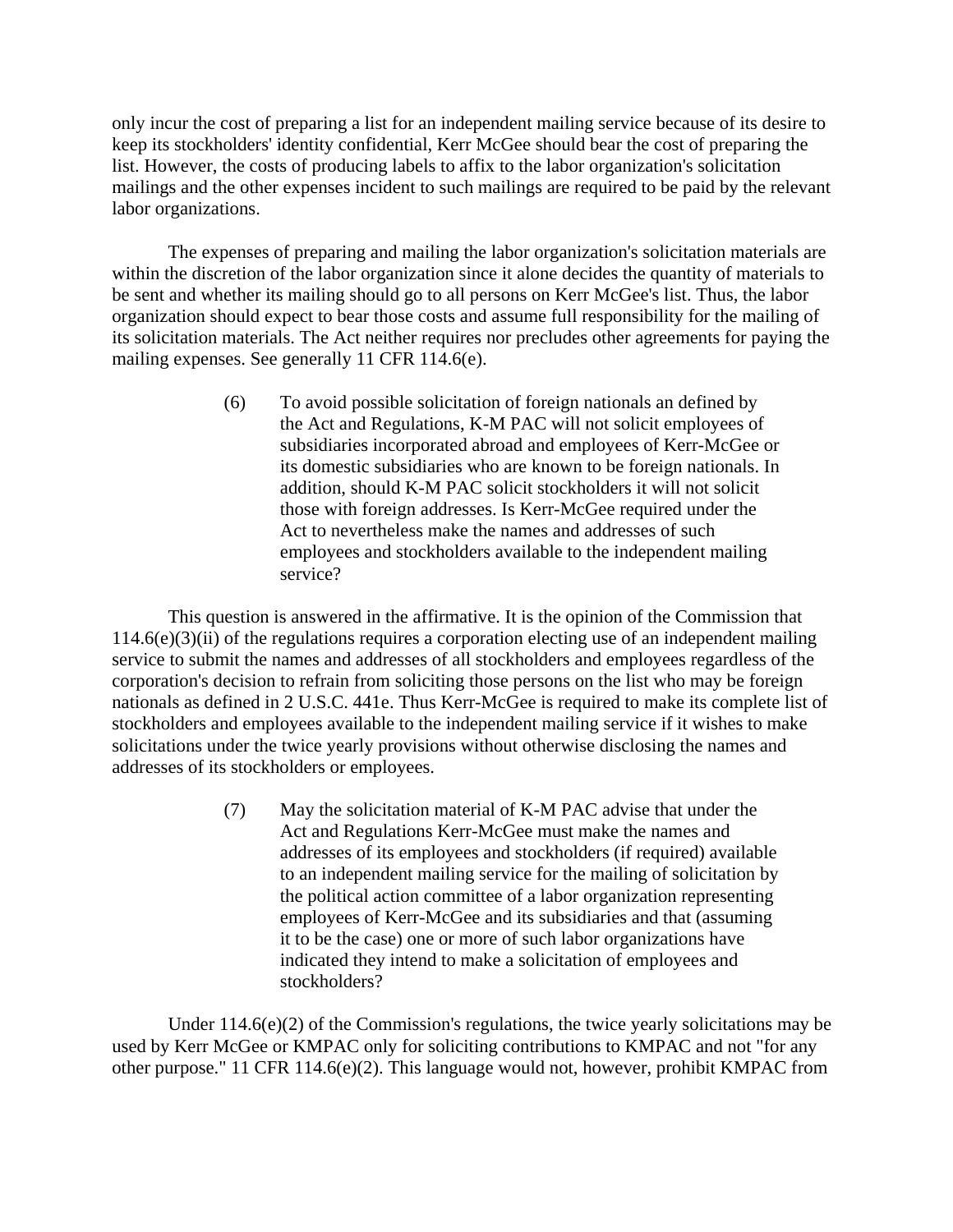only incur the cost of preparing a list for an independent mailing service because of its desire to keep its stockholders' identity confidential, Kerr McGee should bear the cost of preparing the list. However, the costs of producing labels to affix to the labor organization's solicitation mailings and the other expenses incident to such mailings are required to be paid by the relevant labor organizations.

The expenses of preparing and mailing the labor organization's solicitation materials are within the discretion of the labor organization since it alone decides the quantity of materials to be sent and whether its mailing should go to all persons on Kerr McGee's list. Thus, the labor organization should expect to bear those costs and assume full responsibility for the mailing of its solicitation materials. The Act neither requires nor precludes other agreements for paying the mailing expenses. See generally 11 CFR 114.6(e).

> (6) To avoid possible solicitation of foreign nationals an defined by the Act and Regulations, K-M PAC will not solicit employees of subsidiaries incorporated abroad and employees of Kerr-McGee or its domestic subsidiaries who are known to be foreign nationals. In addition, should K-M PAC solicit stockholders it will not solicit those with foreign addresses. Is Kerr-McGee required under the Act to nevertheless make the names and addresses of such employees and stockholders available to the independent mailing service?

This question is answered in the affirmative. It is the opinion of the Commission that 114.6(e)(3)(ii) of the regulations requires a corporation electing use of an independent mailing service to submit the names and addresses of all stockholders and employees regardless of the corporation's decision to refrain from soliciting those persons on the list who may be foreign nationals as defined in 2 U.S.C. 441e. Thus Kerr-McGee is required to make its complete list of stockholders and employees available to the independent mailing service if it wishes to make solicitations under the twice yearly provisions without otherwise disclosing the names and addresses of its stockholders or employees.

> (7) May the solicitation material of K-M PAC advise that under the Act and Regulations Kerr-McGee must make the names and addresses of its employees and stockholders (if required) available to an independent mailing service for the mailing of solicitation by the political action committee of a labor organization representing employees of Kerr-McGee and its subsidiaries and that (assuming it to be the case) one or more of such labor organizations have indicated they intend to make a solicitation of employees and stockholders?

Under 114.6(e)(2) of the Commission's regulations, the twice yearly solicitations may be used by Kerr McGee or KMPAC only for soliciting contributions to KMPAC and not "for any other purpose." 11 CFR 114.6(e)(2). This language would not, however, prohibit KMPAC from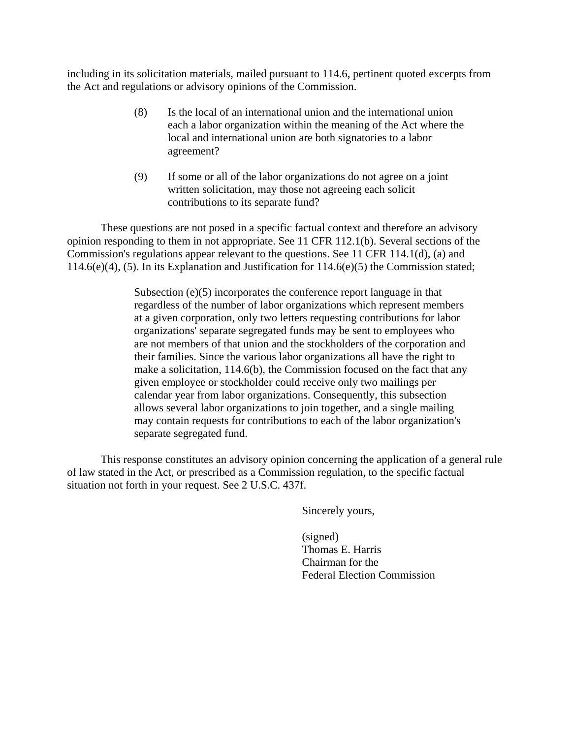including in its solicitation materials, mailed pursuant to 114.6, pertinent quoted excerpts from the Act and regulations or advisory opinions of the Commission.

> (8) Is the local of an international union and the international union each a labor organization within the meaning of the Act where the local and international union are both signatories to a labor agreement?
>
> (9) If some or all of the labor organizations do not agree on a joint written solicitation, may those not agreeing each solicit contributions to its separate fund?

These questions are not posed in a specific factual context and therefore an advisory opinion responding to them in not appropriate. See 11 CFR 112.1(b). Several sections of the Commission's regulations appear relevant to the questions. See 11 CFR 114.1(d), (a) and 114.6(e)(4), (5). In its Explanation and Justification for 114.6(e)(5) the Commission stated;

> Subsection (e)(5) incorporates the conference report language in that regardless of the number of labor organizations which represent members at a given corporation, only two letters requesting contributions for labor organizations' separate segregated funds may be sent to employees who are not members of that union and the stockholders of the corporation and their families. Since the various labor organizations all have the right to make a solicitation, 114.6(b), the Commission focused on the fact that any given employee or stockholder could receive only two mailings per calendar year from labor organizations. Consequently, this subsection allows several labor organizations to join together, and a single mailing may contain requests for contributions to each of the labor organization's separate segregated fund.

This response constitutes an advisory opinion concerning the application of a general rule of law stated in the Act, or prescribed as a Commission regulation, to the specific factual situation not forth in your request. See 2 U.S.C. 437f.

Sincerely yours,

(signed)
Thomas E. Harris
Chairman for the
Federal Election Commission